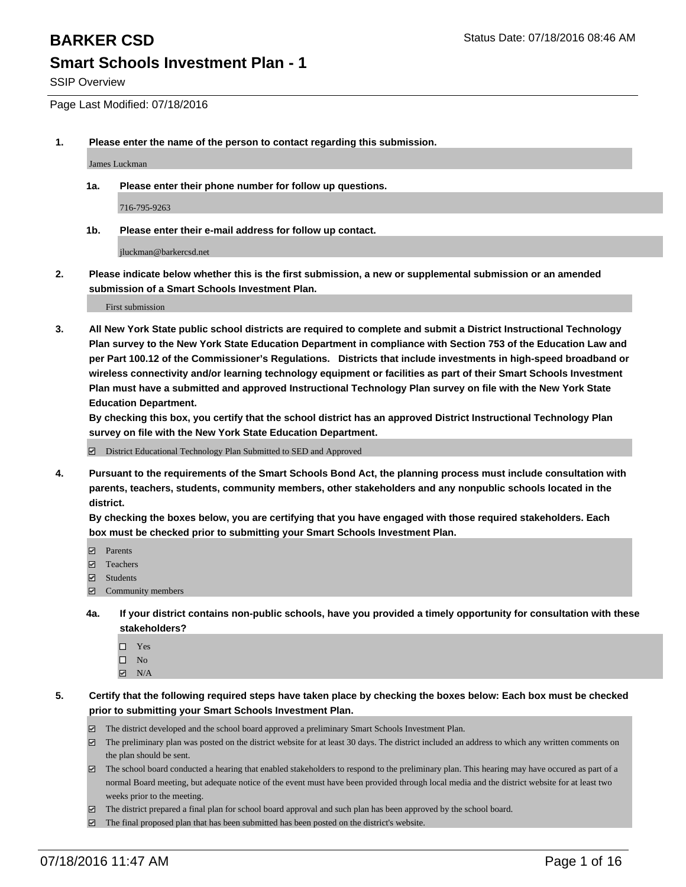# BARKER CSD

Status Date: 07/18/2016 08:46 AM

## Smart Schools Investment Plan - 1

SSIP Overview

Page Last Modified: 07/18/2016

**1. Please enter the name of the person to contact regarding this submission.**

James Luckman

**1a. Please enter their phone number for follow up questions.**

716-795-9263

**1b. Please enter their e-mail address for follow up contact.**

jluckman@barkercsd.net

**2. Please indicate below whether this is the first submission, a new or supplemental submission or an amended submission of a Smart Schools Investment Plan.**

First submission

**3. All New York State public school districts are required to complete and submit a District Instructional Technology Plan survey to the New York State Education Department in compliance with Section 753 of the Education Law and per Part 100.12 of the Commissioner's Regulations. Districts that include investments in high-speed broadband or wireless connectivity and/or learning technology equipment or facilities as part of their Smart Schools Investment Plan must have a submitted and approved Instructional Technology Plan survey on file with the New York State Education Department.**

**By checking this box, you certify that the school district has an approved District Instructional Technology Plan survey on file with the New York State Education Department.**

- [x] District Educational Technology Plan Submitted to SED and Approved

**4. Pursuant to the requirements of the Smart Schools Bond Act, the planning process must include consultation with parents, teachers, students, community members, other stakeholders and any nonpublic schools located in the district.**

**By checking the boxes below, you are certifying that you have engaged with those required stakeholders. Each box must be checked prior to submitting your Smart Schools Investment Plan.**

- [x] Parents
- [x] Teachers
- [x] Students
- [x] Community members

**4a. If your district contains non-public schools, have you provided a timely opportunity for consultation with these stakeholders?**

- [ ] Yes
- [ ] No
- [x] N/A

**5. Certify that the following required steps have taken place by checking the boxes below: Each box must be checked prior to submitting your Smart Schools Investment Plan.**

- [x] The district developed and the school board approved a preliminary Smart Schools Investment Plan.
- [x] The preliminary plan was posted on the district website for at least 30 days. The district included an address to which any written comments on the plan should be sent.
- [x] The school board conducted a hearing that enabled stakeholders to respond to the preliminary plan. This hearing may have occured as part of a normal Board meeting, but adequate notice of the event must have been provided through local media and the district website for at least two weeks prior to the meeting.
- [x] The district prepared a final plan for school board approval and such plan has been approved by the school board.
- [x] The final proposed plan that has been submitted has been posted on the district's website.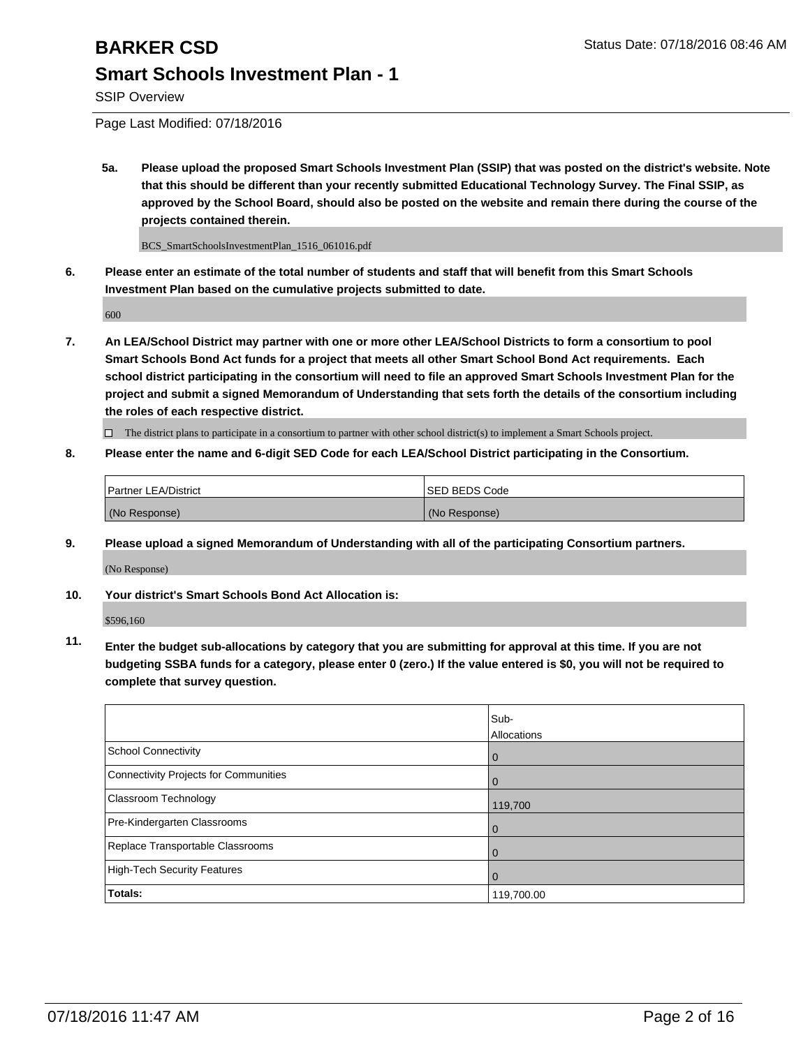# BARKER CSD

## Smart Schools Investment Plan - 1

SSIP Overview

Page Last Modified: 07/18/2016

**5a. Please upload the proposed Smart Schools Investment Plan (SSIP) that was posted on the district's website. Note that this should be different than your recently submitted Educational Technology Survey. The Final SSIP, as approved by the School Board, should also be posted on the website and remain there during the course of the projects contained therein.**

BCS_SmartSchoolsInvestmentPlan_1516_061016.pdf

**6. Please enter an estimate of the total number of students and staff that will benefit from this Smart Schools Investment Plan based on the cumulative projects submitted to date.**

600

**7. An LEA/School District may partner with one or more other LEA/School Districts to form a consortium to pool Smart Schools Bond Act funds for a project that meets all other Smart School Bond Act requirements. Each school district participating in the consortium will need to file an approved Smart Schools Investment Plan for the project and submit a signed Memorandum of Understanding that sets forth the details of the consortium including the roles of each respective district.**

☐ The district plans to participate in a consortium to partner with other school district(s) to implement a Smart Schools project.

**8. Please enter the name and 6-digit SED Code for each LEA/School District participating in the Consortium.**

| Partner LEA/District | SED BEDS Code |
|---|---|
| (No Response) | (No Response) |

**9. Please upload a signed Memorandum of Understanding with all of the participating Consortium partners.**

(No Response)

**10. Your district's Smart Schools Bond Act Allocation is:**

$596,160

**11. Enter the budget sub-allocations by category that you are submitting for approval at this time. If you are not budgeting SSBA funds for a category, please enter 0 (zero.) If the value entered is $0, you will not be required to complete that survey question.**

| | Sub-Allocations |
|---|---|
| School Connectivity | 0 |
| Connectivity Projects for Communities | 0 |
| Classroom Technology | 119,700 |
| Pre-Kindergarten Classrooms | 0 |
| Replace Transportable Classrooms | 0 |
| High-Tech Security Features | 0 |
| **Totals:** | 119,700.00 |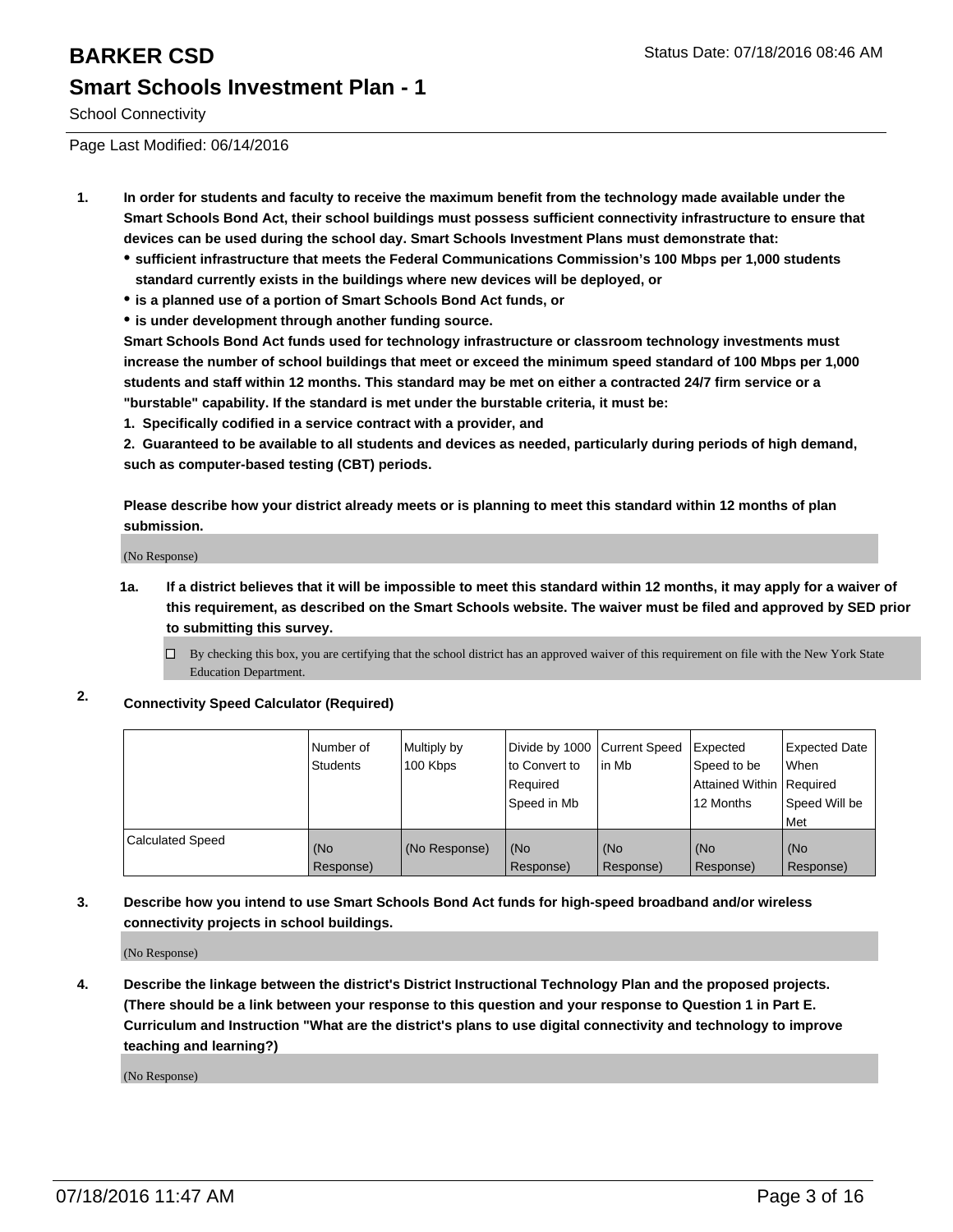Page Last Modified: 06/14/2016

# BARKER CSD

## Smart Schools Investment Plan - 1

School Connectivity

1. **In order for students and faculty to receive the maximum benefit from the technology made available under the Smart Schools Bond Act, their school buildings must possess sufficient connectivity infrastructure to ensure that devices can be used during the school day. Smart Schools Investment Plans must demonstrate that:**
   - **sufficient infrastructure that meets the Federal Communications Commission's 100 Mbps per 1,000 students standard currently exists in the buildings where new devices will be deployed, or**
   - **is a planned use of a portion of Smart Schools Bond Act funds, or**
   - **is under development through another funding source.**

   **Smart Schools Bond Act funds used for technology infrastructure or classroom technology investments must increase the number of school buildings that meet or exceed the minimum speed standard of 100 Mbps per 1,000 students and staff within 12 months. This standard may be met on either a contracted 24/7 firm service or a "burstable" capability. If the standard is met under the burstable criteria, it must be:**

   **1. Specifically codified in a service contract with a provider, and**

   **2. Guaranteed to be available to all students and devices as needed, particularly during periods of high demand, such as computer-based testing (CBT) periods.**

   **Please describe how your district already meets or is planning to meet this standard within 12 months of plan submission.**

   (No Response)

   **1a. If a district believes that it will be impossible to meet this standard within 12 months, it may apply for a waiver of this requirement, as described on the Smart Schools website. The waiver must be filed and approved by SED prior to submitting this survey.**

   ☐ By checking this box, you are certifying that the school district has an approved waiver of this requirement on file with the New York State Education Department.

2. **Connectivity Speed Calculator (Required)**

| | Number of Students | Multiply by 100 Kbps | Divide by 1000 to Convert to Required Speed in Mb | Current Speed in Mb | Expected Speed to be Attained Within 12 Months | Expected Date When Required Speed Will be Met |
|---|---|---|---|---|---|---|
| Calculated Speed | (No Response) | (No Response) | (No Response) | (No Response) | (No Response) | (No Response) |

3. **Describe how you intend to use Smart Schools Bond Act funds for high-speed broadband and/or wireless connectivity projects in school buildings.**

   (No Response)

4. **Describe the linkage between the district's District Instructional Technology Plan and the proposed projects. (There should be a link between your response to this question and your response to Question 1 in Part E. Curriculum and Instruction "What are the district's plans to use digital connectivity and technology to improve teaching and learning?)**

   (No Response)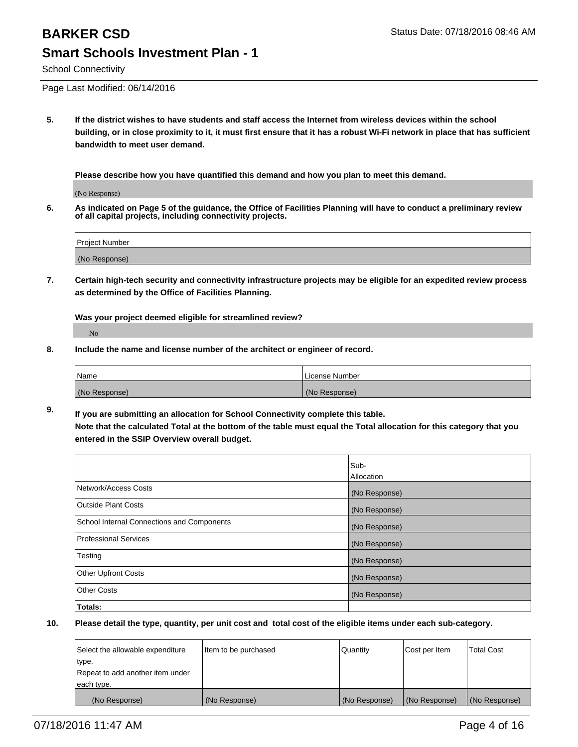BARKER CSD

Status Date: 07/18/2016 08:46 AM

## Smart Schools Investment Plan - 1

School Connectivity

Page Last Modified: 06/14/2016

**5. If the district wishes to have students and staff access the Internet from wireless devices within the school building, or in close proximity to it, it must first ensure that it has a robust Wi-Fi network in place that has sufficient bandwidth to meet user demand.**

**Please describe how you have quantified this demand and how you plan to meet this demand.**

(No Response)

**6. As indicated on Page 5 of the guidance, the Office of Facilities Planning will have to conduct a preliminary review of all capital projects, including connectivity projects.**

| Project Number |
|---|
| (No Response) |

**7. Certain high-tech security and connectivity infrastructure projects may be eligible for an expedited review process as determined by the Office of Facilities Planning.**

**Was your project deemed eligible for streamlined review?**

No

**8. Include the name and license number of the architect or engineer of record.**

| Name | License Number |
|---|---|
| (No Response) | (No Response) |

**9. If you are submitting an allocation for School Connectivity complete this table.**
**Note that the calculated Total at the bottom of the table must equal the Total allocation for this category that you entered in the SSIP Overview overall budget.**

| | Sub-Allocation |
|---|---|
| Network/Access Costs | (No Response) |
| Outside Plant Costs | (No Response) |
| School Internal Connections and Components | (No Response) |
| Professional Services | (No Response) |
| Testing | (No Response) |
| Other Upfront Costs | (No Response) |
| Other Costs | (No Response) |
| **Totals:** | |

**10. Please detail the type, quantity, per unit cost and total cost of the eligible items under each sub-category.**

| Select the allowable expenditure type. Repeat to add another item under each type. | Item to be purchased | Quantity | Cost per Item | Total Cost |
|---|---|---|---|---|
| (No Response) | (No Response) | (No Response) | (No Response) | (No Response) |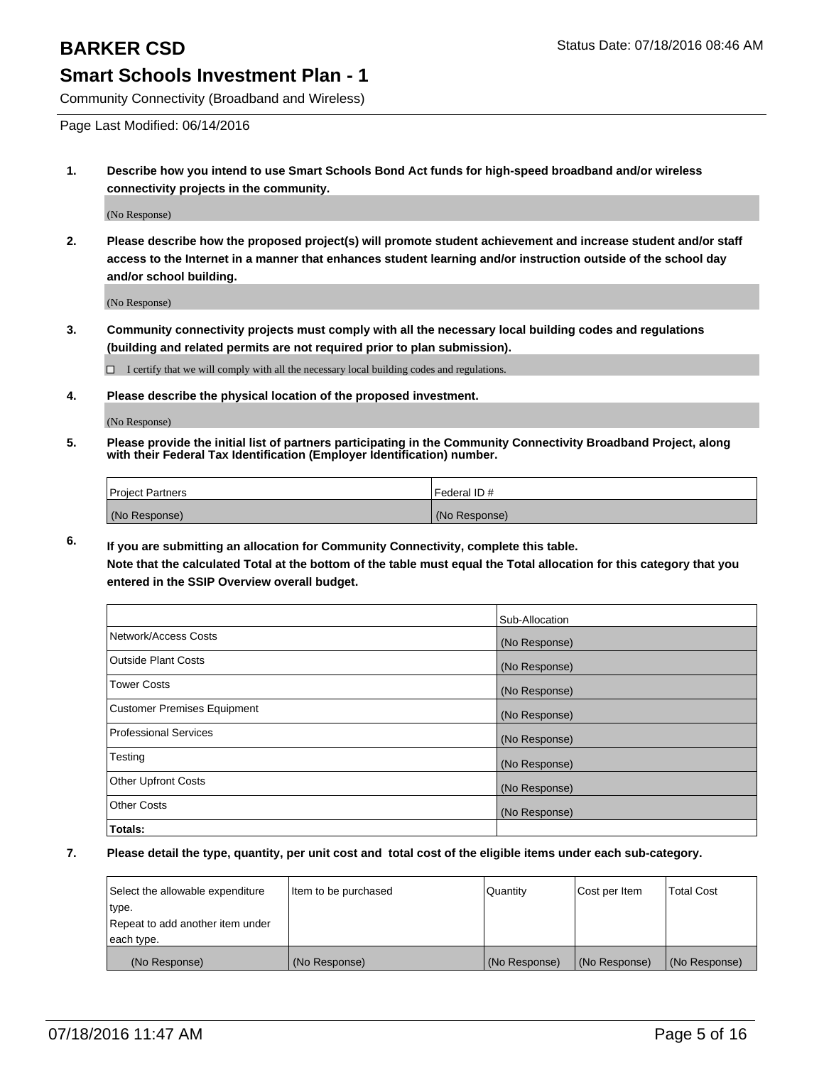# BARKER CSD

Status Date: 07/18/2016 08:46 AM

## Smart Schools Investment Plan - 1

Community Connectivity (Broadband and Wireless)

Page Last Modified: 06/14/2016

1. **Describe how you intend to use Smart Schools Bond Act funds for high-speed broadband and/or wireless connectivity projects in the community.**

   (No Response)

2. **Please describe how the proposed project(s) will promote student achievement and increase student and/or staff access to the Internet in a manner that enhances student learning and/or instruction outside of the school day and/or school building.**

   (No Response)

3. **Community connectivity projects must comply with all the necessary local building codes and regulations (building and related permits are not required prior to plan submission).**

   ☐ I certify that we will comply with all the necessary local building codes and regulations.

4. **Please describe the physical location of the proposed investment.**

   (No Response)

5. **Please provide the initial list of partners participating in the Community Connectivity Broadband Project, along with their Federal Tax Identification (Employer Identification) number.**

| Project Partners | Federal ID # |
|---|---|
| (No Response) | (No Response) |

6. **If you are submitting an allocation for Community Connectivity, complete this table.**
   **Note that the calculated Total at the bottom of the table must equal the Total allocation for this category that you entered in the SSIP Overview overall budget.**

| | Sub-Allocation |
|---|---|
| Network/Access Costs | (No Response) |
| Outside Plant Costs | (No Response) |
| Tower Costs | (No Response) |
| Customer Premises Equipment | (No Response) |
| Professional Services | (No Response) |
| Testing | (No Response) |
| Other Upfront Costs | (No Response) |
| Other Costs | (No Response) |
| **Totals:** | |

7. **Please detail the type, quantity, per unit cost and total cost of the eligible items under each sub-category.**

| Select the allowable expenditure type. Repeat to add another item under each type. | Item to be purchased | Quantity | Cost per Item | Total Cost |
|---|---|---|---|---|
| (No Response) | (No Response) | (No Response) | (No Response) | (No Response) |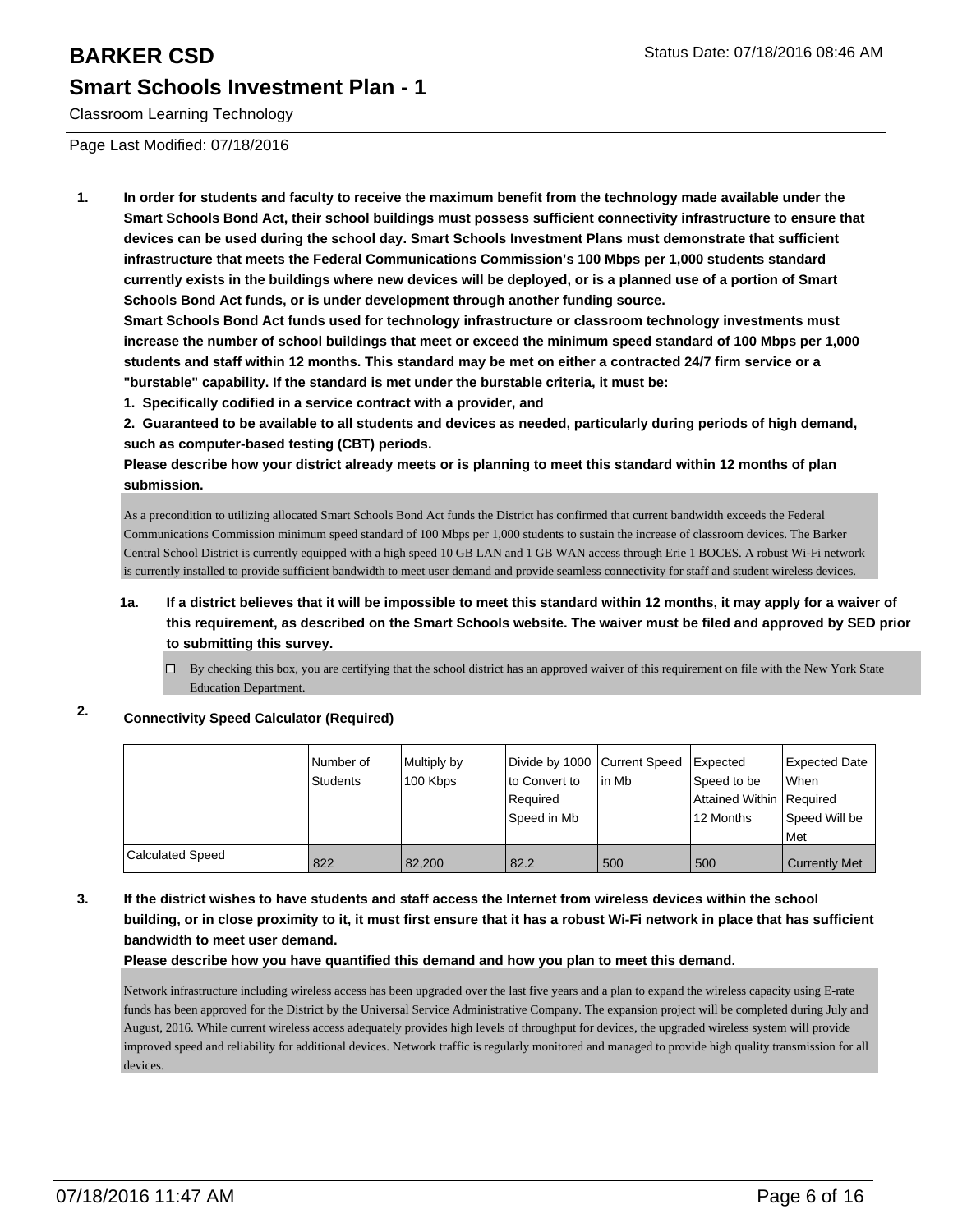# BARKER CSD

Status Date: 07/18/2016 08:46 AM

## Smart Schools Investment Plan - 1

Classroom Learning Technology

Page Last Modified: 07/18/2016

**1. In order for students and faculty to receive the maximum benefit from the technology made available under the Smart Schools Bond Act, their school buildings must possess sufficient connectivity infrastructure to ensure that devices can be used during the school day. Smart Schools Investment Plans must demonstrate that sufficient infrastructure that meets the Federal Communications Commission's 100 Mbps per 1,000 students standard currently exists in the buildings where new devices will be deployed, or is a planned use of a portion of Smart Schools Bond Act funds, or is under development through another funding source.**

**Smart Schools Bond Act funds used for technology infrastructure or classroom technology investments must increase the number of school buildings that meet or exceed the minimum speed standard of 100 Mbps per 1,000 students and staff within 12 months. This standard may be met on either a contracted 24/7 firm service or a "burstable" capability. If the standard is met under the burstable criteria, it must be:**

**1. Specifically codified in a service contract with a provider, and**

**2. Guaranteed to be available to all students and devices as needed, particularly during periods of high demand, such as computer-based testing (CBT) periods.**

**Please describe how your district already meets or is planning to meet this standard within 12 months of plan submission.**

As a precondition to utilizing allocated Smart Schools Bond Act funds the District has confirmed that current bandwidth exceeds the Federal Communications Commission minimum speed standard of 100 Mbps per 1,000 students to sustain the increase of classroom devices. The Barker Central School District is currently equipped with a high speed 10 GB LAN and 1 GB WAN access through Erie 1 BOCES. A robust Wi-Fi network is currently installed to provide sufficient bandwidth to meet user demand and provide seamless connectivity for staff and student wireless devices.

**1a. If a district believes that it will be impossible to meet this standard within 12 months, it may apply for a waiver of this requirement, as described on the Smart Schools website. The waiver must be filed and approved by SED prior to submitting this survey.**

☐ By checking this box, you are certifying that the school district has an approved waiver of this requirement on file with the New York State Education Department.

**2. Connectivity Speed Calculator (Required)**

| | Number of Students | Multiply by 100 Kbps | Divide by 1000 to Convert to Required Speed in Mb | Current Speed in Mb | Expected Speed to be Attained Within 12 Months | Expected Date When Required Speed Will be Met |
|---|---|---|---|---|---|---|
| Calculated Speed | 822 | 82,200 | 82.2 | 500 | 500 | Currently Met |

**3. If the district wishes to have students and staff access the Internet from wireless devices within the school building, or in close proximity to it, it must first ensure that it has a robust Wi-Fi network in place that has sufficient bandwidth to meet user demand.**

**Please describe how you have quantified this demand and how you plan to meet this demand.**

Network infrastructure including wireless access has been upgraded over the last five years and a plan to expand the wireless capacity using E-rate funds has been approved for the District by the Universal Service Administrative Company. The expansion project will be completed during July and August, 2016. While current wireless access adequately provides high levels of throughput for devices, the upgraded wireless system will provide improved speed and reliability for additional devices. Network traffic is regularly monitored and managed to provide high quality transmission for all devices.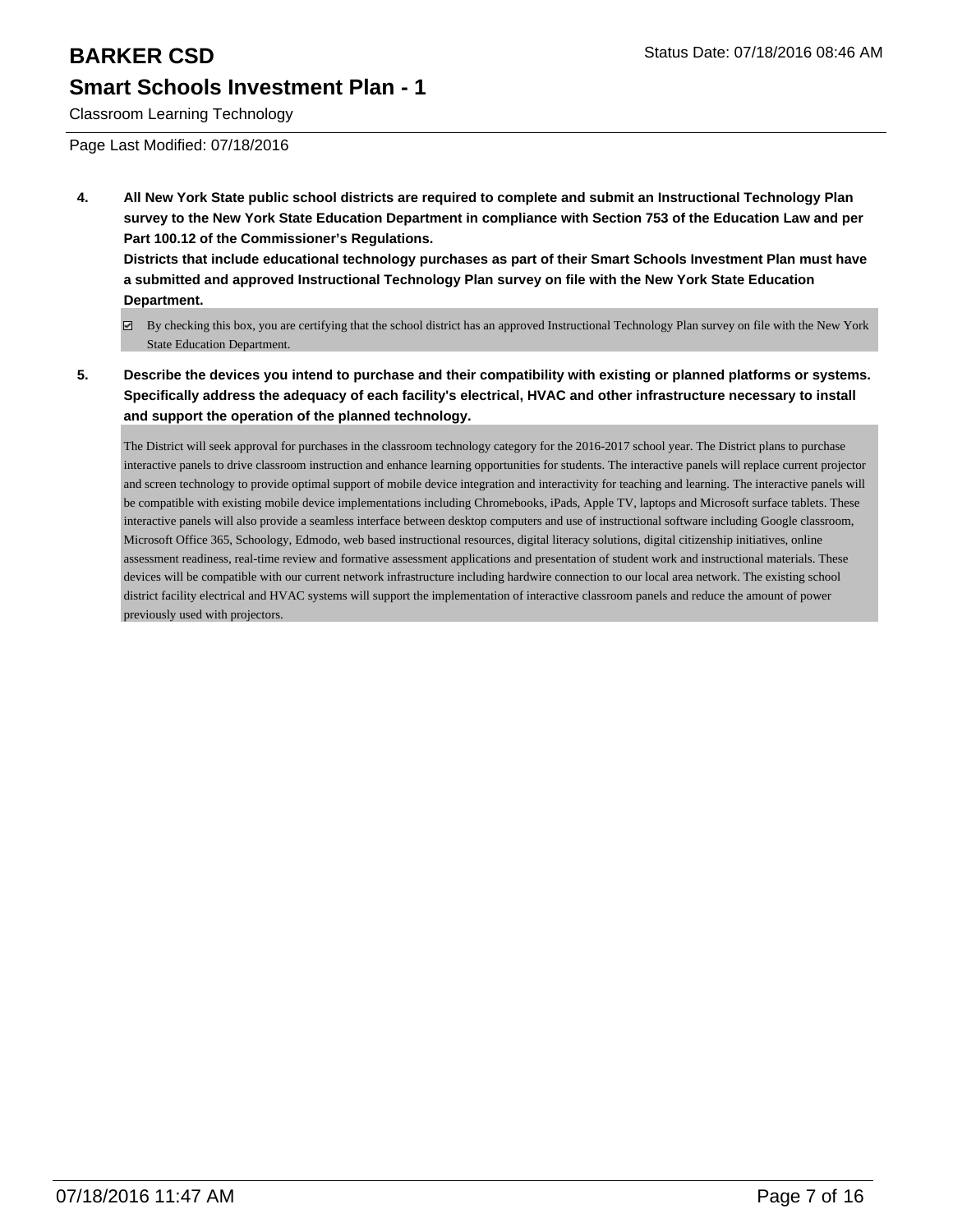# BARKER CSD

## Smart Schools Investment Plan - 1

Classroom Learning Technology

Page Last Modified: 07/18/2016

**4. All New York State public school districts are required to complete and submit an Instructional Technology Plan survey to the New York State Education Department in compliance with Section 753 of the Education Law and per Part 100.12 of the Commissioner's Regulations.**
**Districts that include educational technology purchases as part of their Smart Schools Investment Plan must have a submitted and approved Instructional Technology Plan survey on file with the New York State Education Department.**

☑ By checking this box, you are certifying that the school district has an approved Instructional Technology Plan survey on file with the New York State Education Department.

**5. Describe the devices you intend to purchase and their compatibility with existing or planned platforms or systems. Specifically address the adequacy of each facility's electrical, HVAC and other infrastructure necessary to install and support the operation of the planned technology.**

The District will seek approval for purchases in the classroom technology category for the 2016-2017 school year. The District plans to purchase interactive panels to drive classroom instruction and enhance learning opportunities for students. The interactive panels will replace current projector and screen technology to provide optimal support of mobile device integration and interactivity for teaching and learning. The interactive panels will be compatible with existing mobile device implementations including Chromebooks, iPads, Apple TV, laptops and Microsoft surface tablets. These interactive panels will also provide a seamless interface between desktop computers and use of instructional software including Google classroom, Microsoft Office 365, Schoology, Edmodo, web based instructional resources, digital literacy solutions, digital citizenship initiatives, online assessment readiness, real-time review and formative assessment applications and presentation of student work and instructional materials. These devices will be compatible with our current network infrastructure including hardwire connection to our local area network. The existing school district facility electrical and HVAC systems will support the implementation of interactive classroom panels and reduce the amount of power previously used with projectors.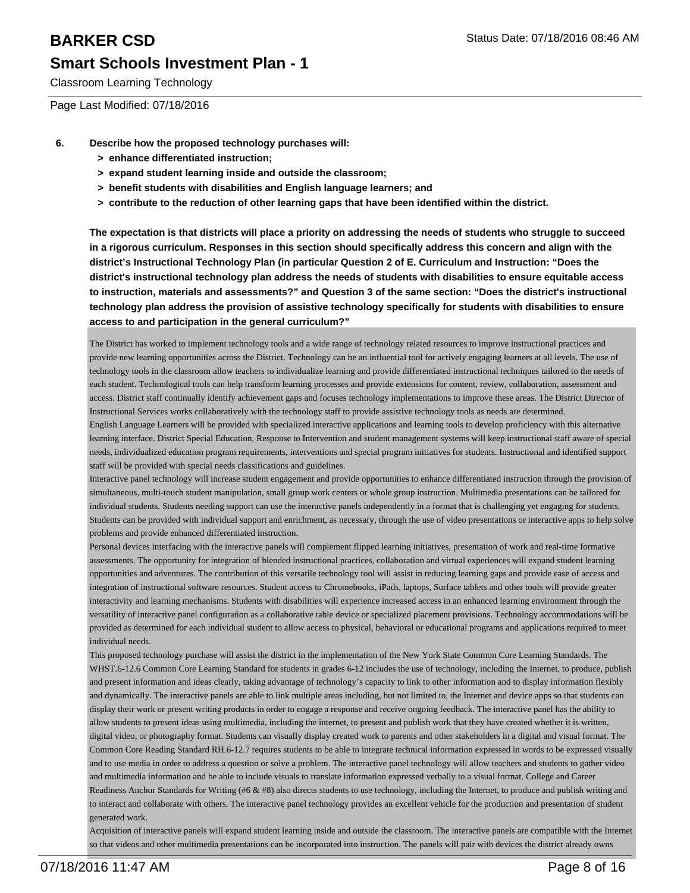**6. Describe how the proposed technology purchases will:**

- **> enhance differentiated instruction;**
- **> expand student learning inside and outside the classroom;**
- **> benefit students with disabilities and English language learners; and**
- **> contribute to the reduction of other learning gaps that have been identified within the district.**

**The expectation is that districts will place a priority on addressing the needs of students who struggle to succeed in a rigorous curriculum. Responses in this section should specifically address this concern and align with the district's Instructional Technology Plan (in particular Question 2 of E. Curriculum and Instruction: "Does the district's instructional technology plan address the needs of students with disabilities to ensure equitable access to instruction, materials and assessments?" and Question 3 of the same section: "Does the district's instructional technology plan address the provision of assistive technology specifically for students with disabilities to ensure access to and participation in the general curriculum?"**

The District has worked to implement technology tools and a wide range of technology related resources to improve instructional practices and provide new learning opportunities across the District. Technology can be an influential tool for actively engaging learners at all levels. The use of technology tools in the classroom allow teachers to individualize learning and provide differentiated instructional techniques tailored to the needs of each student. Technological tools can help transform learning processes and provide extensions for content, review, collaboration, assessment and access. District staff continually identify achievement gaps and focuses technology implementations to improve these areas. The District Director of Instructional Services works collaboratively with the technology staff to provide assistive technology tools as needs are determined.

English Language Learners will be provided with specialized interactive applications and learning tools to develop proficiency with this alternative learning interface. District Special Education, Response to Intervention and student management systems will keep instructional staff aware of special needs, individualized education program requirements, interventions and special program initiatives for students. Instructional and identified support staff will be provided with special needs classifications and guidelines.

Interactive panel technology will increase student engagement and provide opportunities to enhance differentiated instruction through the provision of simultaneous, multi-touch student manipulation, small group work centers or whole group instruction. Multimedia presentations can be tailored for individual students. Students needing support can use the interactive panels independently in a format that is challenging yet engaging for students. Students can be provided with individual support and enrichment, as necessary, through the use of video presentations or interactive apps to help solve problems and provide enhanced differentiated instruction.

Personal devices interfacing with the interactive panels will complement flipped learning initiatives, presentation of work and real-time formative assessments. The opportunity for integration of blended instructional practices, collaboration and virtual experiences will expand student learning opportunities and adventures. The contribution of this versatile technology tool will assist in reducing learning gaps and provide ease of access and integration of instructional software resources. Student access to Chromebooks, iPads, laptops, Surface tablets and other tools will provide greater interactivity and learning mechanisms. Students with disabilities will experience increased access in an enhanced learning environment through the versatility of interactive panel configuration as a collaborative table device or specialized placement provisions. Technology accommodations will be provided as determined for each individual student to allow access to physical, behavioral or educational programs and applications required to meet individual needs.

This proposed technology purchase will assist the district in the implementation of the New York State Common Core Learning Standards. The WHST.6-12.6 Common Core Learning Standard for students in grades 6-12 includes the use of technology, including the Internet, to produce, publish and present information and ideas clearly, taking advantage of technology's capacity to link to other information and to display information flexibly and dynamically. The interactive panels are able to link multiple areas including, but not limited to, the Internet and device apps so that students can display their work or present writing products in order to engage a response and receive ongoing feedback. The interactive panel has the ability to allow students to present ideas using multimedia, including the internet, to present and publish work that they have created whether it is written, digital video, or photography format. Students can visually display created work to parents and other stakeholders in a digital and visual format. The Common Core Reading Standard RH.6-12.7 requires students to be able to integrate technical information expressed in words to be expressed visually and to use media in order to address a question or solve a problem. The interactive panel technology will allow teachers and students to gather video and multimedia information and be able to include visuals to translate information expressed verbally to a visual format. College and Career Readiness Anchor Standards for Writing (#6 & #8) also directs students to use technology, including the Internet, to produce and publish writing and to interact and collaborate with others. The interactive panel technology provides an excellent vehicle for the production and presentation of student generated work.

Acquisition of interactive panels will expand student learning inside and outside the classroom. The interactive panels are compatible with the Internet so that videos and other multimedia presentations can be incorporated into instruction. The panels will pair with devices the district already owns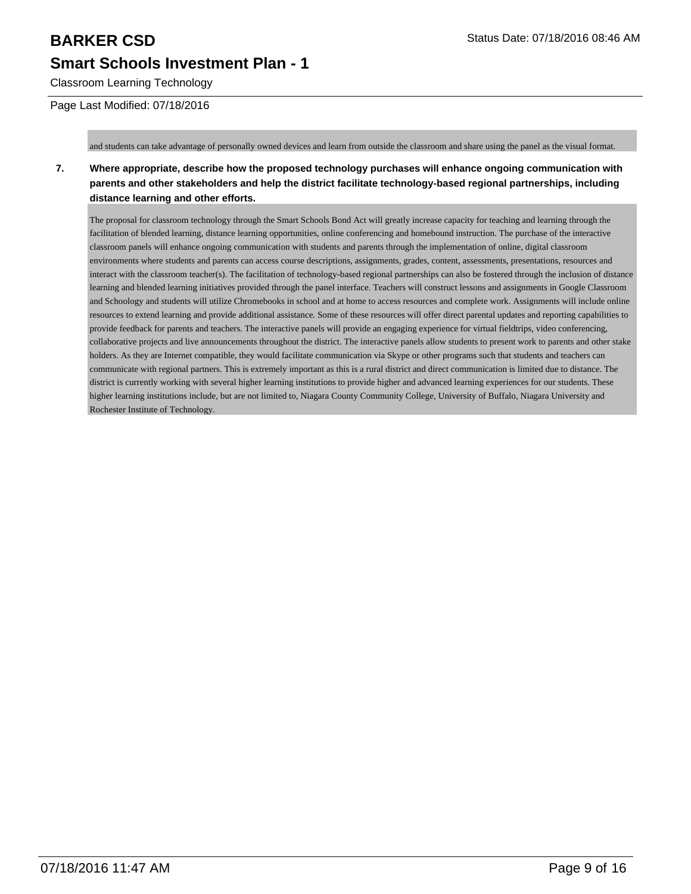and students can take advantage of personally owned devices and learn from outside the classroom and share using the panel as the visual format.

**7. Where appropriate, describe how the proposed technology purchases will enhance ongoing communication with parents and other stakeholders and help the district facilitate technology-based regional partnerships, including distance learning and other efforts.**

The proposal for classroom technology through the Smart Schools Bond Act will greatly increase capacity for teaching and learning through the facilitation of blended learning, distance learning opportunities, online conferencing and homebound instruction. The purchase of the interactive classroom panels will enhance ongoing communication with students and parents through the implementation of online, digital classroom environments where students and parents can access course descriptions, assignments, grades, content, assessments, presentations, resources and interact with the classroom teacher(s). The facilitation of technology-based regional partnerships can also be fostered through the inclusion of distance learning and blended learning initiatives provided through the panel interface. Teachers will construct lessons and assignments in Google Classroom and Schoology and students will utilize Chromebooks in school and at home to access resources and complete work. Assignments will include online resources to extend learning and provide additional assistance. Some of these resources will offer direct parental updates and reporting capabilities to provide feedback for parents and teachers. The interactive panels will provide an engaging experience for virtual fieldtrips, video conferencing, collaborative projects and live announcements throughout the district. The interactive panels allow students to present work to parents and other stake holders. As they are Internet compatible, they would facilitate communication via Skype or other programs such that students and teachers can communicate with regional partners. This is extremely important as this is a rural district and direct communication is limited due to distance. The district is currently working with several higher learning institutions to provide higher and advanced learning experiences for our students. These higher learning institutions include, but are not limited to, Niagara County Community College, University of Buffalo, Niagara University and Rochester Institute of Technology.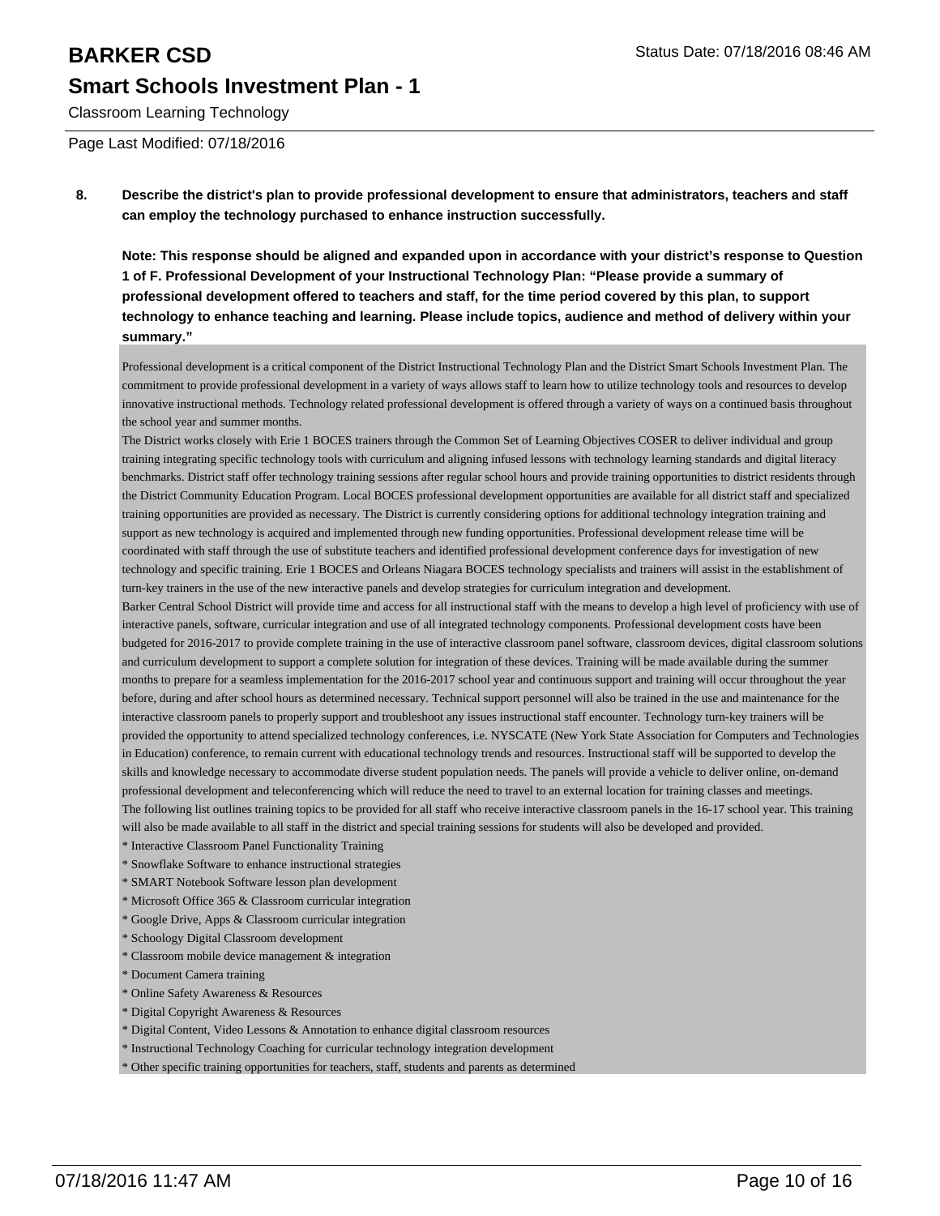Page Last Modified: 07/18/2016

**8. Describe the district's plan to provide professional development to ensure that administrators, teachers and staff can employ the technology purchased to enhance instruction successfully.**

**Note: This response should be aligned and expanded upon in accordance with your district's response to Question 1 of F. Professional Development of your Instructional Technology Plan: "Please provide a summary of professional development offered to teachers and staff, for the time period covered by this plan, to support technology to enhance teaching and learning. Please include topics, audience and method of delivery within your summary."**

Professional development is a critical component of the District Instructional Technology Plan and the District Smart Schools Investment Plan. The commitment to provide professional development in a variety of ways allows staff to learn how to utilize technology tools and resources to develop innovative instructional methods. Technology related professional development is offered through a variety of ways on a continued basis throughout the school year and summer months.

The District works closely with Erie 1 BOCES trainers through the Common Set of Learning Objectives COSER to deliver individual and group training integrating specific technology tools with curriculum and aligning infused lessons with technology learning standards and digital literacy benchmarks. District staff offer technology training sessions after regular school hours and provide training opportunities to district residents through the District Community Education Program. Local BOCES professional development opportunities are available for all district staff and specialized training opportunities are provided as necessary. The District is currently considering options for additional technology integration training and support as new technology is acquired and implemented through new funding opportunities. Professional development release time will be coordinated with staff through the use of substitute teachers and identified professional development conference days for investigation of new technology and specific training. Erie 1 BOCES and Orleans Niagara BOCES technology specialists and trainers will assist in the establishment of turn-key trainers in the use of the new interactive panels and develop strategies for curriculum integration and development.

Barker Central School District will provide time and access for all instructional staff with the means to develop a high level of proficiency with use of interactive panels, software, curricular integration and use of all integrated technology components. Professional development costs have been budgeted for 2016-2017 to provide complete training in the use of interactive classroom panel software, classroom devices, digital classroom solutions and curriculum development to support a complete solution for integration of these devices. Training will be made available during the summer months to prepare for a seamless implementation for the 2016-2017 school year and continuous support and training will occur throughout the year before, during and after school hours as determined necessary. Technical support personnel will also be trained in the use and maintenance for the interactive classroom panels to properly support and troubleshoot any issues instructional staff encounter. Technology turn-key trainers will be provided the opportunity to attend specialized technology conferences, i.e. NYSCATE (New York State Association for Computers and Technologies in Education) conference, to remain current with educational technology trends and resources. Instructional staff will be supported to develop the skills and knowledge necessary to accommodate diverse student population needs. The panels will provide a vehicle to deliver online, on-demand professional development and teleconferencing which will reduce the need to travel to an external location for training classes and meetings.

The following list outlines training topics to be provided for all staff who receive interactive classroom panels in the 16-17 school year. This training will also be made available to all staff in the district and special training sessions for students will also be developed and provided.

* Interactive Classroom Panel Functionality Training
* Snowflake Software to enhance instructional strategies
* SMART Notebook Software lesson plan development
* Microsoft Office 365 & Classroom curricular integration
* Google Drive, Apps & Classroom curricular integration
* Schoology Digital Classroom development
* Classroom mobile device management & integration
* Document Camera training
* Online Safety Awareness & Resources
* Digital Copyright Awareness & Resources
* Digital Content, Video Lessons & Annotation to enhance digital classroom resources
* Instructional Technology Coaching for curricular technology integration development
* Other specific training opportunities for teachers, staff, students and parents as determined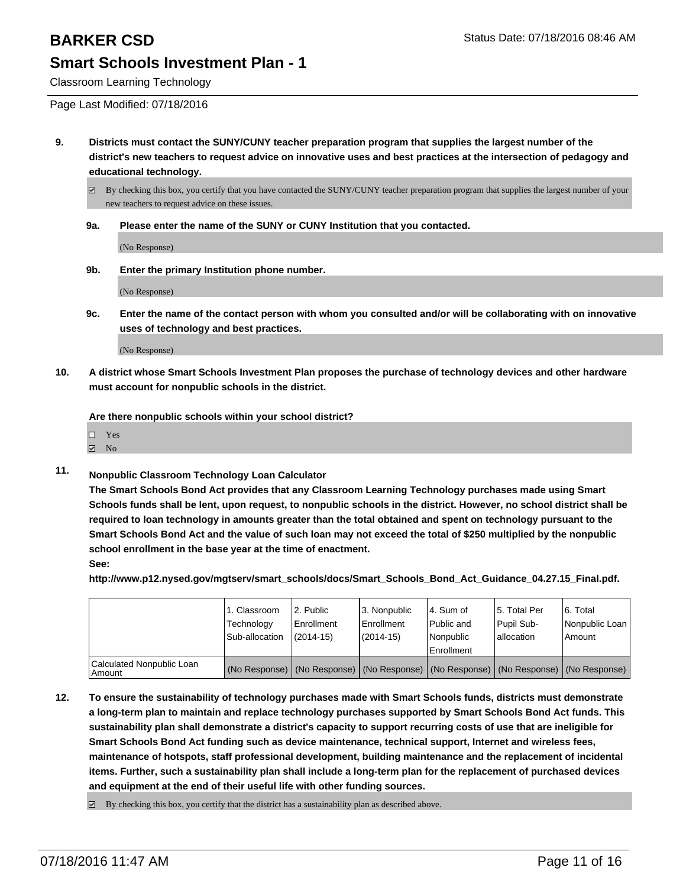# BARKER CSD

## Smart Schools Investment Plan - 1

Classroom Learning Technology

Page Last Modified: 07/18/2016

**9. Districts must contact the SUNY/CUNY teacher preparation program that supplies the largest number of the district's new teachers to request advice on innovative uses and best practices at the intersection of pedagogy and educational technology.**

☑ By checking this box, you certify that you have contacted the SUNY/CUNY teacher preparation program that supplies the largest number of your new teachers to request advice on these issues.

**9a. Please enter the name of the SUNY or CUNY Institution that you contacted.**

(No Response)

**9b. Enter the primary Institution phone number.**

(No Response)

**9c. Enter the name of the contact person with whom you consulted and/or will be collaborating with on innovative uses of technology and best practices.**

(No Response)

**10. A district whose Smart Schools Investment Plan proposes the purchase of technology devices and other hardware must account for nonpublic schools in the district.**

**Are there nonpublic schools within your school district?**

☐ Yes
☑ No

**11. Nonpublic Classroom Technology Loan Calculator**

**The Smart Schools Bond Act provides that any Classroom Learning Technology purchases made using Smart Schools funds shall be lent, upon request, to nonpublic schools in the district. However, no school district shall be required to loan technology in amounts greater than the total obtained and spent on technology pursuant to the Smart Schools Bond Act and the value of such loan may not exceed the total of $250 multiplied by the nonpublic school enrollment in the base year at the time of enactment.**

**See:**

**http://www.p12.nysed.gov/mgtserv/smart_schools/docs/Smart_Schools_Bond_Act_Guidance_04.27.15_Final.pdf.**

| | 1. Classroom Technology Sub-allocation | 2. Public Enrollment (2014-15) | 3. Nonpublic Enrollment (2014-15) | 4. Sum of Public and Nonpublic Enrollment | 5. Total Per Pupil Sub-allocation | 6. Total Nonpublic Loan Amount |
|---|---|---|---|---|---|---|
| Calculated Nonpublic Loan Amount | (No Response) | (No Response) | (No Response) | (No Response) | (No Response) | (No Response) |

**12. To ensure the sustainability of technology purchases made with Smart Schools funds, districts must demonstrate a long-term plan to maintain and replace technology purchases supported by Smart Schools Bond Act funds. This sustainability plan shall demonstrate a district's capacity to support recurring costs of use that are ineligible for Smart Schools Bond Act funding such as device maintenance, technical support, Internet and wireless fees, maintenance of hotspots, staff professional development, building maintenance and the replacement of incidental items. Further, such a sustainability plan shall include a long-term plan for the replacement of purchased devices and equipment at the end of their useful life with other funding sources.**

☑ By checking this box, you certify that the district has a sustainability plan as described above.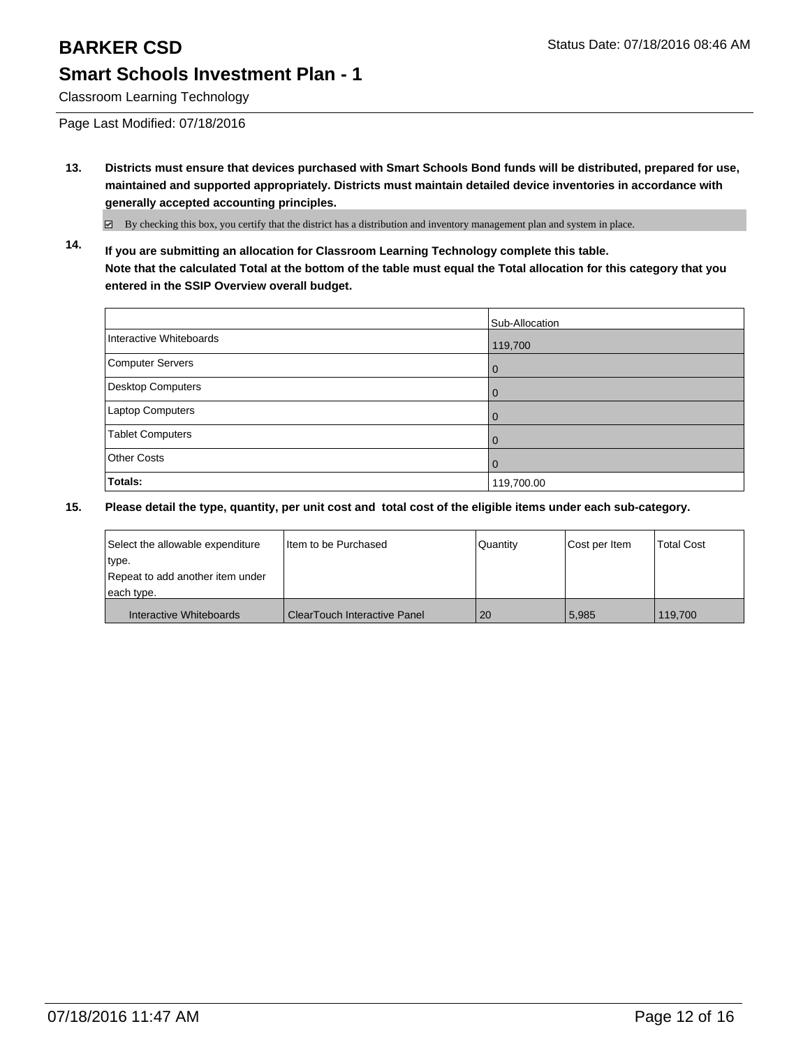# BARKER CSD

Status Date: 07/18/2016 08:46 AM

## Smart Schools Investment Plan - 1

Classroom Learning Technology

Page Last Modified: 07/18/2016

**13. Districts must ensure that devices purchased with Smart Schools Bond funds will be distributed, prepared for use, maintained and supported appropriately. Districts must maintain detailed device inventories in accordance with generally accepted accounting principles.**

☑ By checking this box, you certify that the district has a distribution and inventory management plan and system in place.

**14. If you are submitting an allocation for Classroom Learning Technology complete this table. Note that the calculated Total at the bottom of the table must equal the Total allocation for this category that you entered in the SSIP Overview overall budget.**

| | Sub-Allocation |
|---|---|
| Interactive Whiteboards | 119,700 |
| Computer Servers | 0 |
| Desktop Computers | 0 |
| Laptop Computers | 0 |
| Tablet Computers | 0 |
| Other Costs | 0 |
| **Totals:** | 119,700.00 |

**15. Please detail the type, quantity, per unit cost and total cost of the eligible items under each sub-category.**

| Select the allowable expenditure type. Repeat to add another item under each type. | Item to be Purchased | Quantity | Cost per Item | Total Cost |
|---|---|---|---|---|
| Interactive Whiteboards | ClearTouch Interactive Panel | 20 | 5,985 | 119,700 |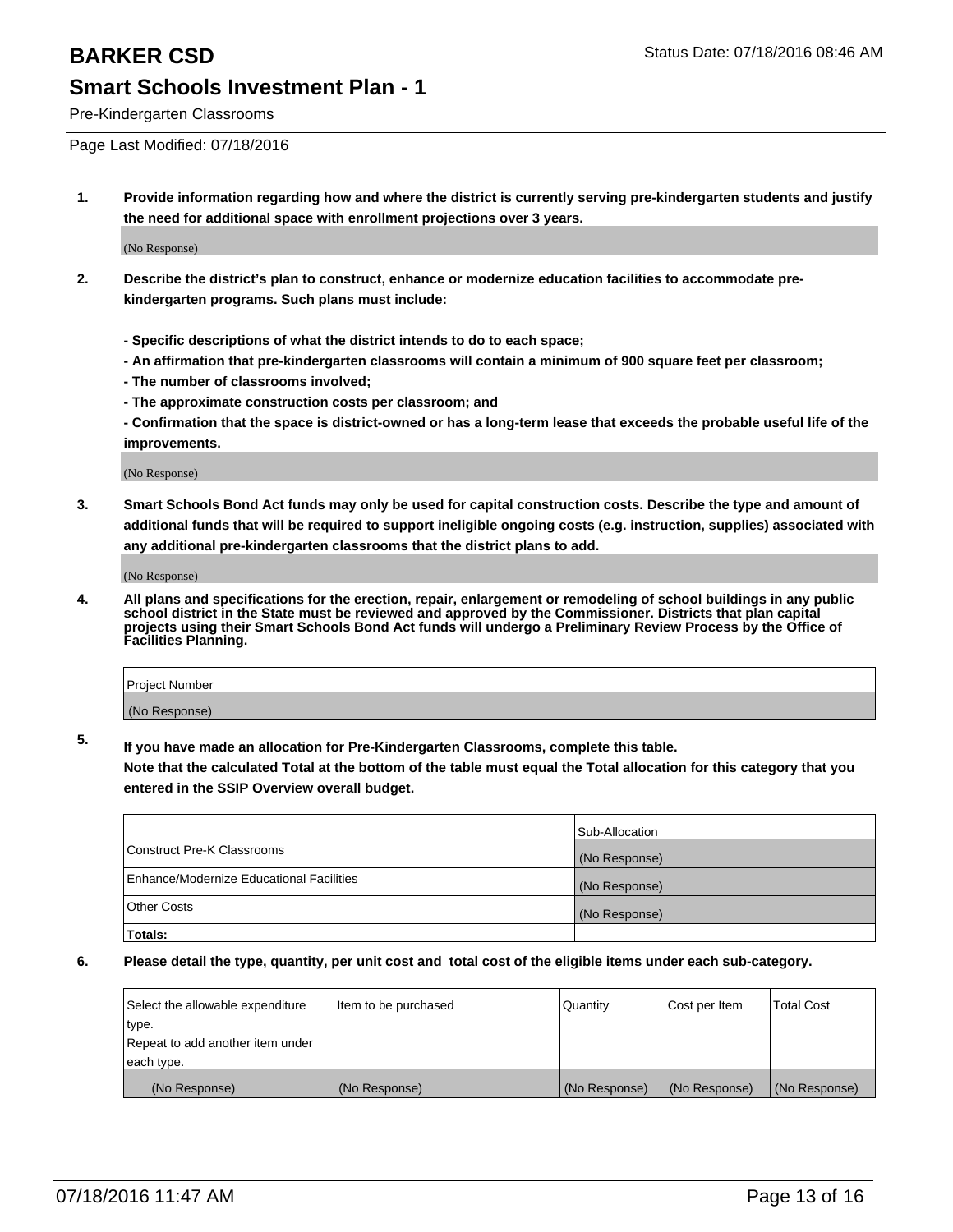# BARKER CSD

Status Date: 07/18/2016 08:46 AM

## Smart Schools Investment Plan - 1

Pre-Kindergarten Classrooms

Page Last Modified: 07/18/2016

**1. Provide information regarding how and where the district is currently serving pre-kindergarten students and justify the need for additional space with enrollment projections over 3 years.**

(No Response)

**2. Describe the district's plan to construct, enhance or modernize education facilities to accommodate pre-kindergarten programs. Such plans must include:**

**- Specific descriptions of what the district intends to do to each space;**
**- An affirmation that pre-kindergarten classrooms will contain a minimum of 900 square feet per classroom;**
**- The number of classrooms involved;**
**- The approximate construction costs per classroom; and**
**- Confirmation that the space is district-owned or has a long-term lease that exceeds the probable useful life of the improvements.**

(No Response)

**3. Smart Schools Bond Act funds may only be used for capital construction costs. Describe the type and amount of additional funds that will be required to support ineligible ongoing costs (e.g. instruction, supplies) associated with any additional pre-kindergarten classrooms that the district plans to add.**

(No Response)

**4. All plans and specifications for the erection, repair, enlargement or remodeling of school buildings in any public school district in the State must be reviewed and approved by the Commissioner. Districts that plan capital projects using their Smart Schools Bond Act funds will undergo a Preliminary Review Process by the Office of Facilities Planning.**

| Project Number |
|---|
| (No Response) |

**5. If you have made an allocation for Pre-Kindergarten Classrooms, complete this table.**
**Note that the calculated Total at the bottom of the table must equal the Total allocation for this category that you entered in the SSIP Overview overall budget.**

| | Sub-Allocation |
|---|---|
| Construct Pre-K Classrooms | (No Response) |
| Enhance/Modernize Educational Facilities | (No Response) |
| Other Costs | (No Response) |
| **Totals:** | |

**6. Please detail the type, quantity, per unit cost and total cost of the eligible items under each sub-category.**

| Select the allowable expenditure type. Repeat to add another item under each type. | Item to be purchased | Quantity | Cost per Item | Total Cost |
|---|---|---|---|---|
| (No Response) | (No Response) | (No Response) | (No Response) | (No Response) |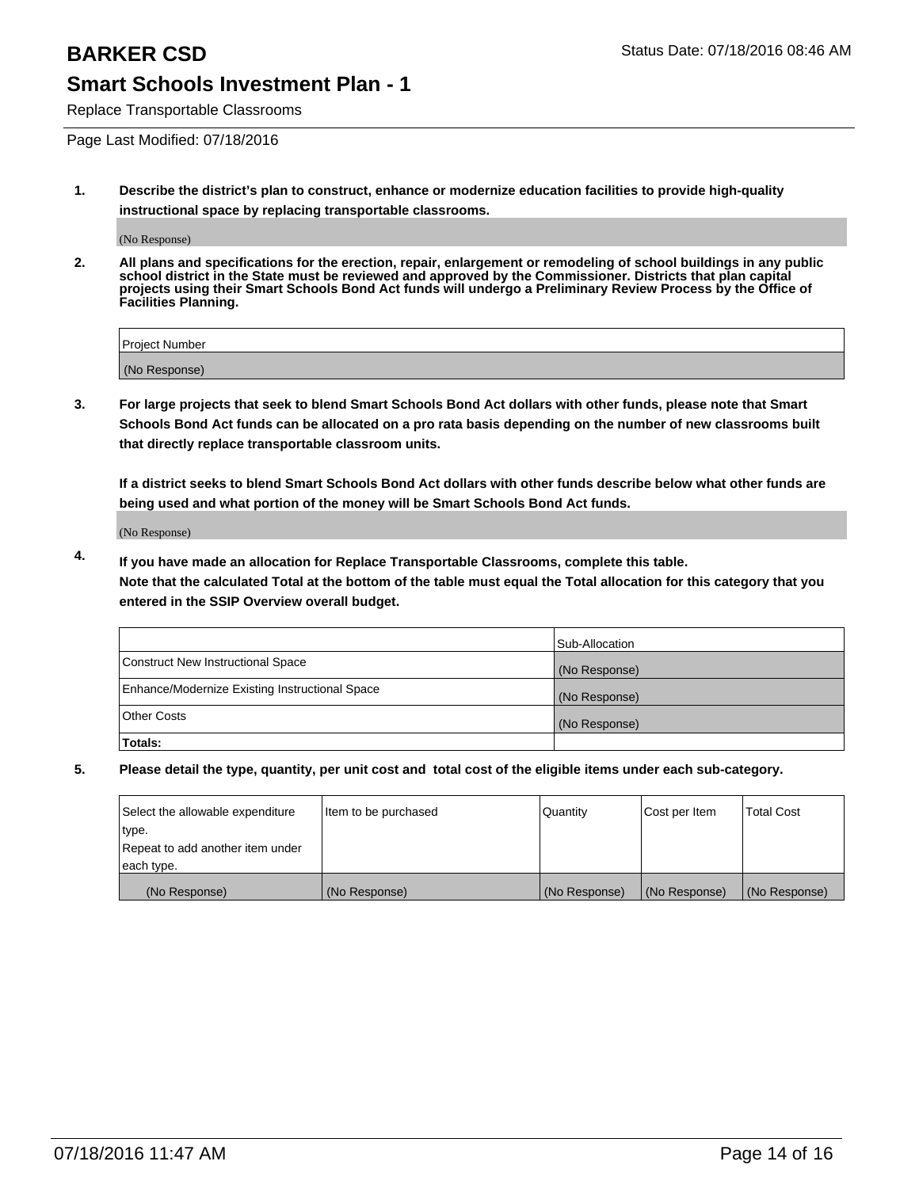# BARKER CSD

Status Date: 07/18/2016 08:46 AM

## Smart Schools Investment Plan - 1

Replace Transportable Classrooms

Page Last Modified: 07/18/2016

**1. Describe the district's plan to construct, enhance or modernize education facilities to provide high-quality instructional space by replacing transportable classrooms.**

(No Response)

**2. All plans and specifications for the erection, repair, enlargement or remodeling of school buildings in any public school district in the State must be reviewed and approved by the Commissioner. Districts that plan capital projects using their Smart Schools Bond Act funds will undergo a Preliminary Review Process by the Office of Facilities Planning.**

| Project Number |
|---|
| (No Response) |

**3. For large projects that seek to blend Smart Schools Bond Act dollars with other funds, please note that Smart Schools Bond Act funds can be allocated on a pro rata basis depending on the number of new classrooms built that directly replace transportable classroom units.**

**If a district seeks to blend Smart Schools Bond Act dollars with other funds describe below what other funds are being used and what portion of the money will be Smart Schools Bond Act funds.**

(No Response)

**4. If you have made an allocation for Replace Transportable Classrooms, complete this table. Note that the calculated Total at the bottom of the table must equal the Total allocation for this category that you entered in the SSIP Overview overall budget.**

| | Sub-Allocation |
|---|---|
| Construct New Instructional Space | (No Response) |
| Enhance/Modernize Existing Instructional Space | (No Response) |
| Other Costs | (No Response) |
| **Totals:** | |

**5. Please detail the type, quantity, per unit cost and total cost of the eligible items under each sub-category.**

| Select the allowable expenditure type. Repeat to add another item under each type. | Item to be purchased | Quantity | Cost per Item | Total Cost |
|---|---|---|---|---|
| (No Response) | (No Response) | (No Response) | (No Response) | (No Response) |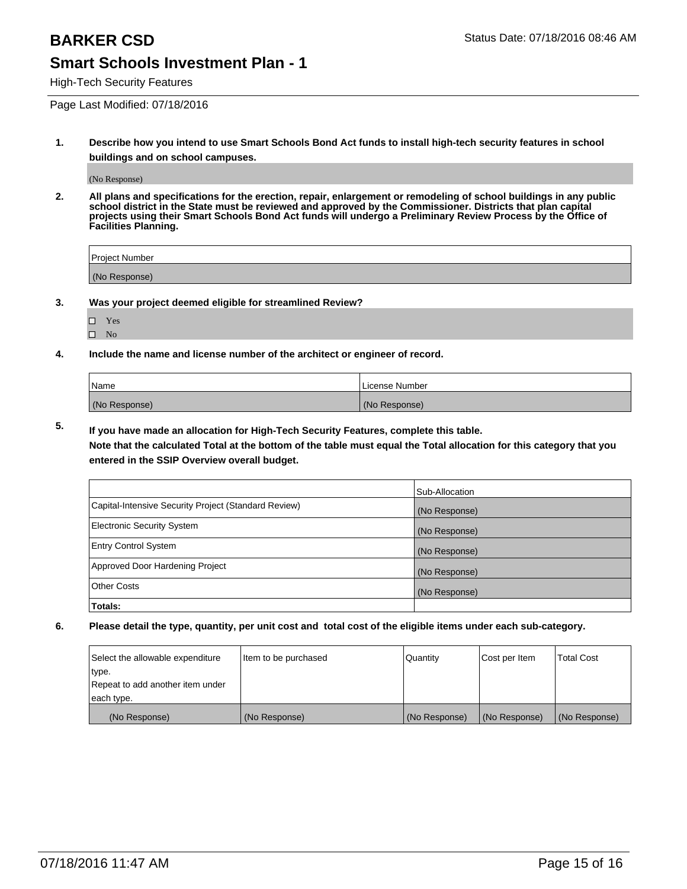# BARKER CSD

Status Date: 07/18/2016 08:46 AM

## Smart Schools Investment Plan - 1

High-Tech Security Features

Page Last Modified: 07/18/2016

**1. Describe how you intend to use Smart Schools Bond Act funds to install high-tech security features in school buildings and on school campuses.**

(No Response)

**2. All plans and specifications for the erection, repair, enlargement or remodeling of school buildings in any public school district in the State must be reviewed and approved by the Commissioner. Districts that plan capital projects using their Smart Schools Bond Act funds will undergo a Preliminary Review Process by the Office of Facilities Planning.**

| Project Number |
|---|
| (No Response) |

**3. Was your project deemed eligible for streamlined Review?**

- ☐ Yes
- ☐ No

**4. Include the name and license number of the architect or engineer of record.**

| Name | License Number |
|---|---|
| (No Response) | (No Response) |

**5. If you have made an allocation for High-Tech Security Features, complete this table.**
**Note that the calculated Total at the bottom of the table must equal the Total allocation for this category that you entered in the SSIP Overview overall budget.**

| | Sub-Allocation |
|---|---|
| Capital-Intensive Security Project (Standard Review) | (No Response) |
| Electronic Security System | (No Response) |
| Entry Control System | (No Response) |
| Approved Door Hardening Project | (No Response) |
| Other Costs | (No Response) |
| **Totals:** | |

**6. Please detail the type, quantity, per unit cost and total cost of the eligible items under each sub-category.**

| Select the allowable expenditure type. Repeat to add another item under each type. | Item to be purchased | Quantity | Cost per Item | Total Cost |
|---|---|---|---|---|
| (No Response) | (No Response) | (No Response) | (No Response) | (No Response) |

07/18/2016 11:47 AM